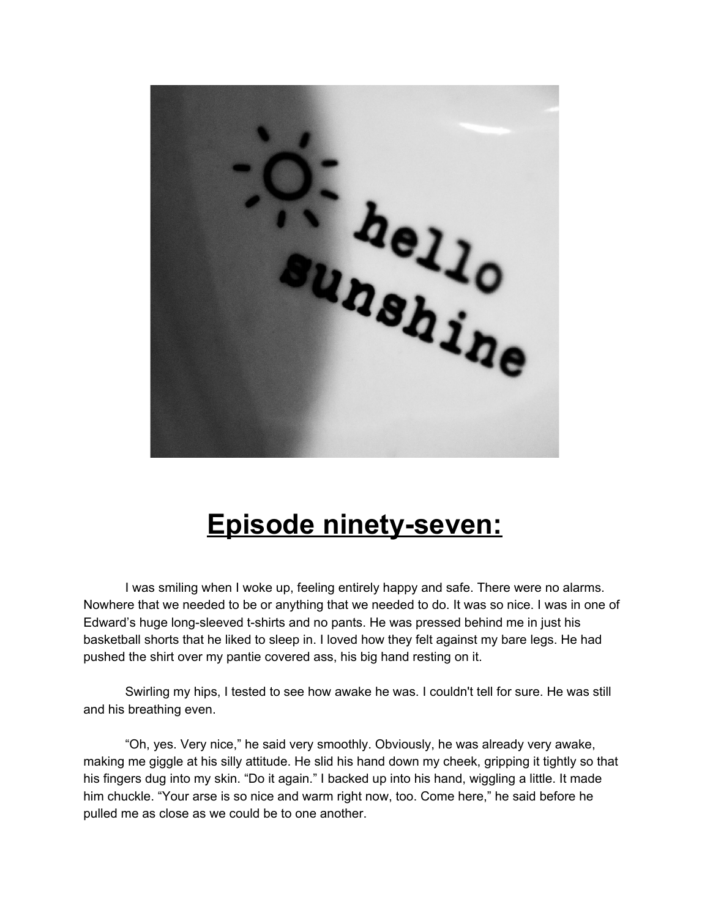# Episode ninety-seven:

I was smiling when I woke up, feeling entirely happy and safe. There were no alarms. Nowhere that we needed to be or anything that we needed to do. It was so nice. I was in one of Edward's huge long-sleeved t-shirts and no pants. He was pressed behind me in just his basketball shorts that he liked to sleep in. I loved how they felt against my bare legs. He had pushed the shirt over my pantie covered ass, his big hand resting on it.

Swirling my hips, I tested to see how awake he was. I couldn't tell for sure. He was still and his breathing even.

"Oh, yes. Very nice," he said very smoothly. Obviously, he was already very awake, making me giggle at his silly attitude. He slid his hand down my cheek, gripping it tightly so that his fingers dug into my skin. "Do it again." I backed up into his hand, wiggling a little. It made him chuckle. "Your arse is so nice and warm right now, too. Come here," he said before he pulled me as close as we could be to one another.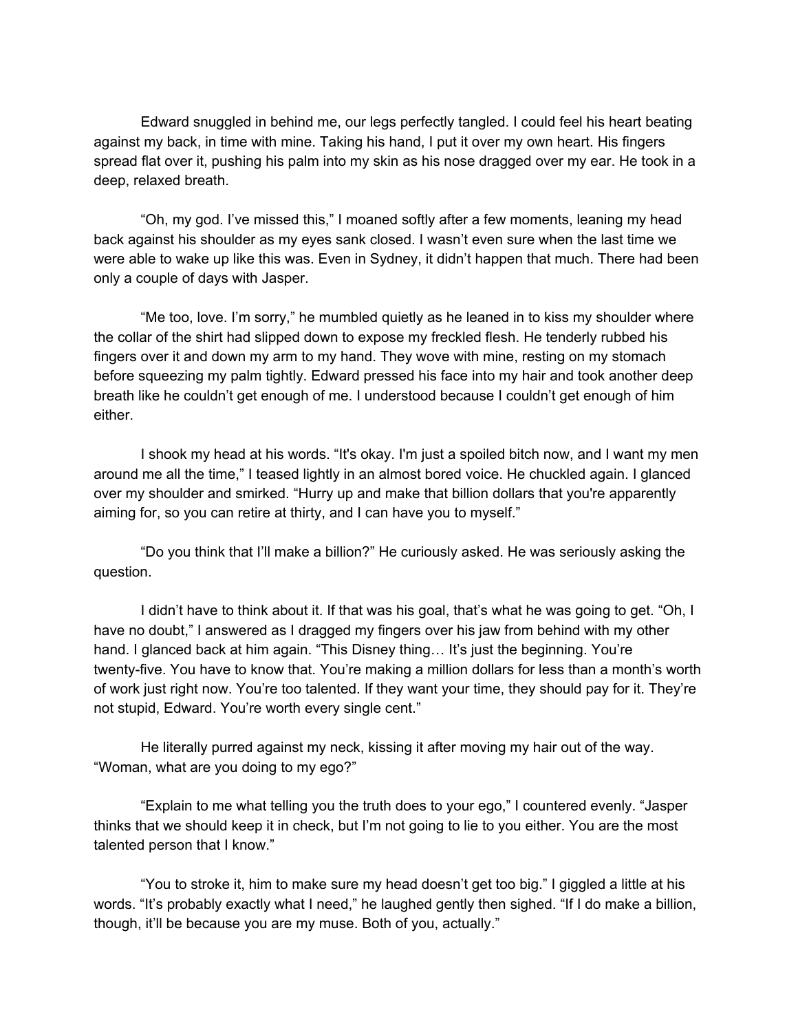Edward snuggled in behind me, our legs perfectly tangled. I could feel his heart beating against my back, in time with mine. Taking his hand, I put it over my own heart. His fingers spread flat over it, pushing his palm into my skin as his nose dragged over my ear. He took in a deep, relaxed breath.

"Oh, my god. I've missed this," I moaned softly after a few moments, leaning my head back against his shoulder as my eyes sank closed. I wasn't even sure when the last time we were able to wake up like this was. Even in Sydney, it didn't happen that much. There had been only a couple of days with Jasper.

"Me too, love. I'm sorry," he mumbled quietly as he leaned in to kiss my shoulder where the collar of the shirt had slipped down to expose my freckled flesh. He tenderly rubbed his fingers over it and down my arm to my hand. They wove with mine, resting on my stomach before squeezing my palm tightly. Edward pressed his face into my hair and took another deep breath like he couldn't get enough of me. I understood because I couldn't get enough of him either.

I shook my head at his words. "It's okay. I'm just a spoiled bitch now, and I want my men around me all the time," I teased lightly in an almost bored voice. He chuckled again. I glanced over my shoulder and smirked. "Hurry up and make that billion dollars that you're apparently aiming for, so you can retire at thirty, and I can have you to myself."

"Do you think that I'll make a billion?" He curiously asked. He was seriously asking the question.

I didn't have to think about it. If that was his goal, that's what he was going to get. "Oh, I have no doubt," I answered as I dragged my fingers over his jaw from behind with my other hand. I glanced back at him again. "This Disney thing… It's just the beginning. You're twenty-five. You have to know that. You're making a million dollars for less than a month's worth of work just right now. You're too talented. If they want your time, they should pay for it. They're not stupid, Edward. You're worth every single cent."

He literally purred against my neck, kissing it after moving my hair out of the way. "Woman, what are you doing to my ego?"

"Explain to me what telling you the truth does to your ego," I countered evenly. "Jasper thinks that we should keep it in check, but I'm not going to lie to you either. You are the most talented person that I know."

"You to stroke it, him to make sure my head doesn't get too big." I giggled a little at his words. "It's probably exactly what I need," he laughed gently then sighed. "If I do make a billion, though, it'll be because you are my muse. Both of you, actually."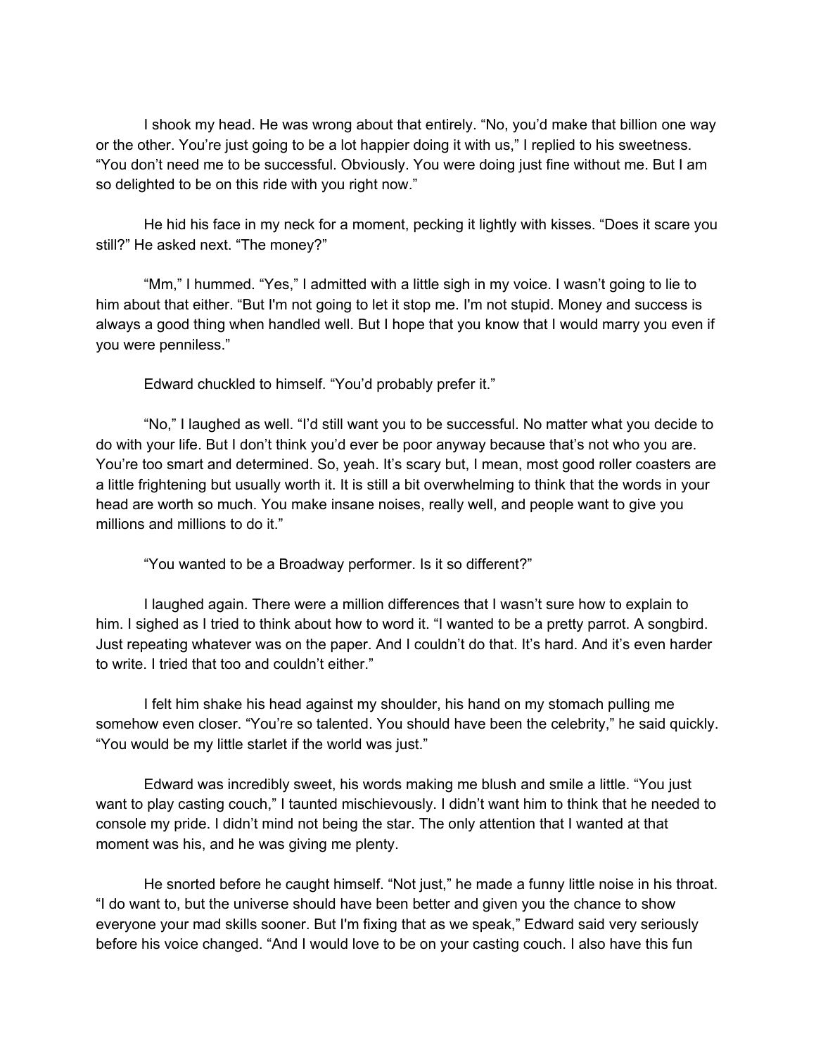I shook my head. He was wrong about that entirely. “No, you’d make that billion one way or the other. You’re just going to be a lot happier doing it with us,” I replied to his sweetness. “You don’t need me to be successful. Obviously. You were doing just fine without me. But I am so delighted to be on this ride with you right now.”

He hid his face in my neck for a moment, pecking it lightly with kisses. “Does it scare you still?” He asked next. “The money?”

“Mm,” I hummed. “Yes,” I admitted with a little sigh in my voice. I wasn’t going to lie to him about that either. “But I'm not going to let it stop me. I'm not stupid. Money and success is always a good thing when handled well. But I hope that you know that I would marry you even if you were penniless.”

Edward chuckled to himself. “You’d probably prefer it.”

“No,” I laughed as well. “I’d still want you to be successful. No matter what you decide to do with your life. But I don’t think you’d ever be poor anyway because that’s not who you are. You’re too smart and determined. So, yeah. It’s scary but, I mean, most good roller coasters are a little frightening but usually worth it. It is still a bit overwhelming to think that the words in your head are worth so much. You make insane noises, really well, and people want to give you millions and millions to do it.”

“You wanted to be a Broadway performer. Is it so different?”

I laughed again. There were a million differences that I wasn’t sure how to explain to him. I sighed as I tried to think about how to word it. “I wanted to be a pretty parrot. A songbird. Just repeating whatever was on the paper. And I couldn’t do that. It’s hard. And it’s even harder to write. I tried that too and couldn’t either.”

I felt him shake his head against my shoulder, his hand on my stomach pulling me somehow even closer. “You’re so talented. You should have been the celebrity,” he said quickly. “You would be my little starlet if the world was just.”

Edward was incredibly sweet, his words making me blush and smile a little. “You just want to play casting couch,” I taunted mischievously. I didn’t want him to think that he needed to console my pride. I didn’t mind not being the star. The only attention that I wanted at that moment was his, and he was giving me plenty.

He snorted before he caught himself. “Not just,” he made a funny little noise in his throat. “I do want to, but the universe should have been better and given you the chance to show everyone your mad skills sooner. But I'm fixing that as we speak,” Edward said very seriously before his voice changed. “And I would love to be on your casting couch. I also have this fun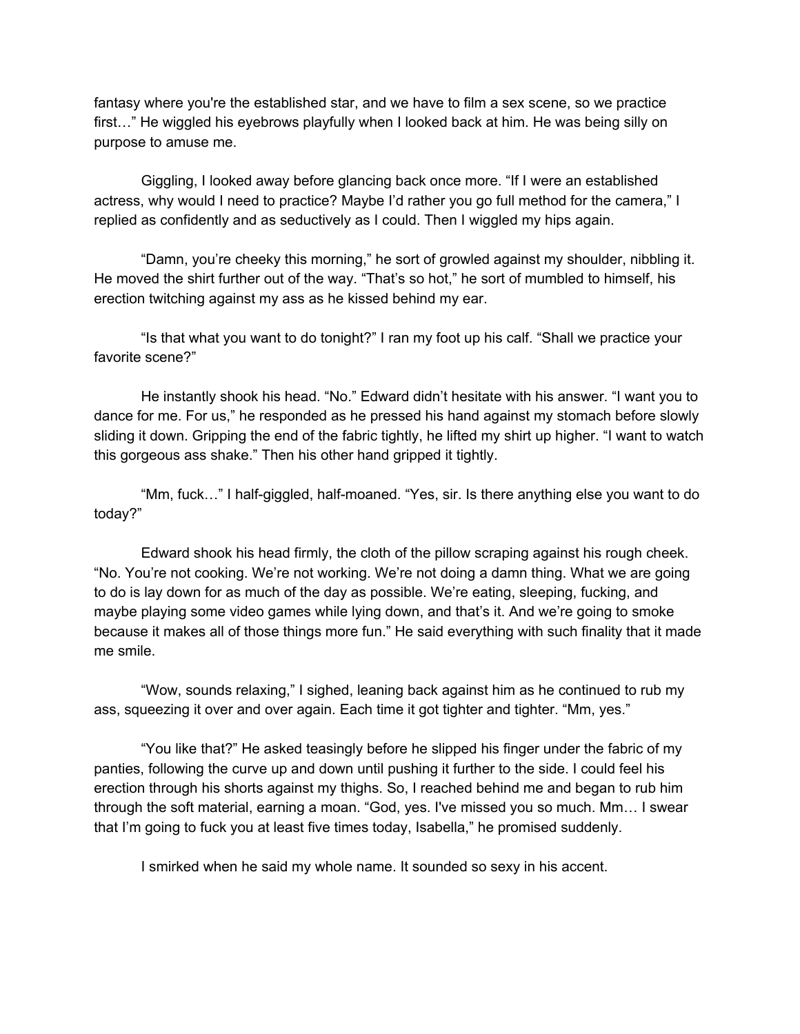fantasy where you're the established star, and we have to film a sex scene, so we practice first…" He wiggled his eyebrows playfully when I looked back at him. He was being silly on purpose to amuse me.

Giggling, I looked away before glancing back once more. "If I were an established actress, why would I need to practice? Maybe I'd rather you go full method for the camera," I replied as confidently and as seductively as I could. Then I wiggled my hips again.

"Damn, you're cheeky this morning," he sort of growled against my shoulder, nibbling it. He moved the shirt further out of the way. "That's so hot," he sort of mumbled to himself, his erection twitching against my ass as he kissed behind my ear.

"Is that what you want to do tonight?" I ran my foot up his calf. "Shall we practice your favorite scene?"

He instantly shook his head. "No." Edward didn't hesitate with his answer. "I want you to dance for me. For us," he responded as he pressed his hand against my stomach before slowly sliding it down. Gripping the end of the fabric tightly, he lifted my shirt up higher. "I want to watch this gorgeous ass shake." Then his other hand gripped it tightly.

"Mm, fuck…" I half-giggled, half-moaned. "Yes, sir. Is there anything else you want to do today?"

Edward shook his head firmly, the cloth of the pillow scraping against his rough cheek. "No. You're not cooking. We're not working. We're not doing a damn thing. What we are going to do is lay down for as much of the day as possible. We're eating, sleeping, fucking, and maybe playing some video games while lying down, and that's it. And we're going to smoke because it makes all of those things more fun." He said everything with such finality that it made me smile.

"Wow, sounds relaxing," I sighed, leaning back against him as he continued to rub my ass, squeezing it over and over again. Each time it got tighter and tighter. "Mm, yes."

"You like that?" He asked teasingly before he slipped his finger under the fabric of my panties, following the curve up and down until pushing it further to the side. I could feel his erection through his shorts against my thighs. So, I reached behind me and began to rub him through the soft material, earning a moan. "God, yes. I've missed you so much. Mm… I swear that I'm going to fuck you at least five times today, Isabella," he promised suddenly.

I smirked when he said my whole name. It sounded so sexy in his accent.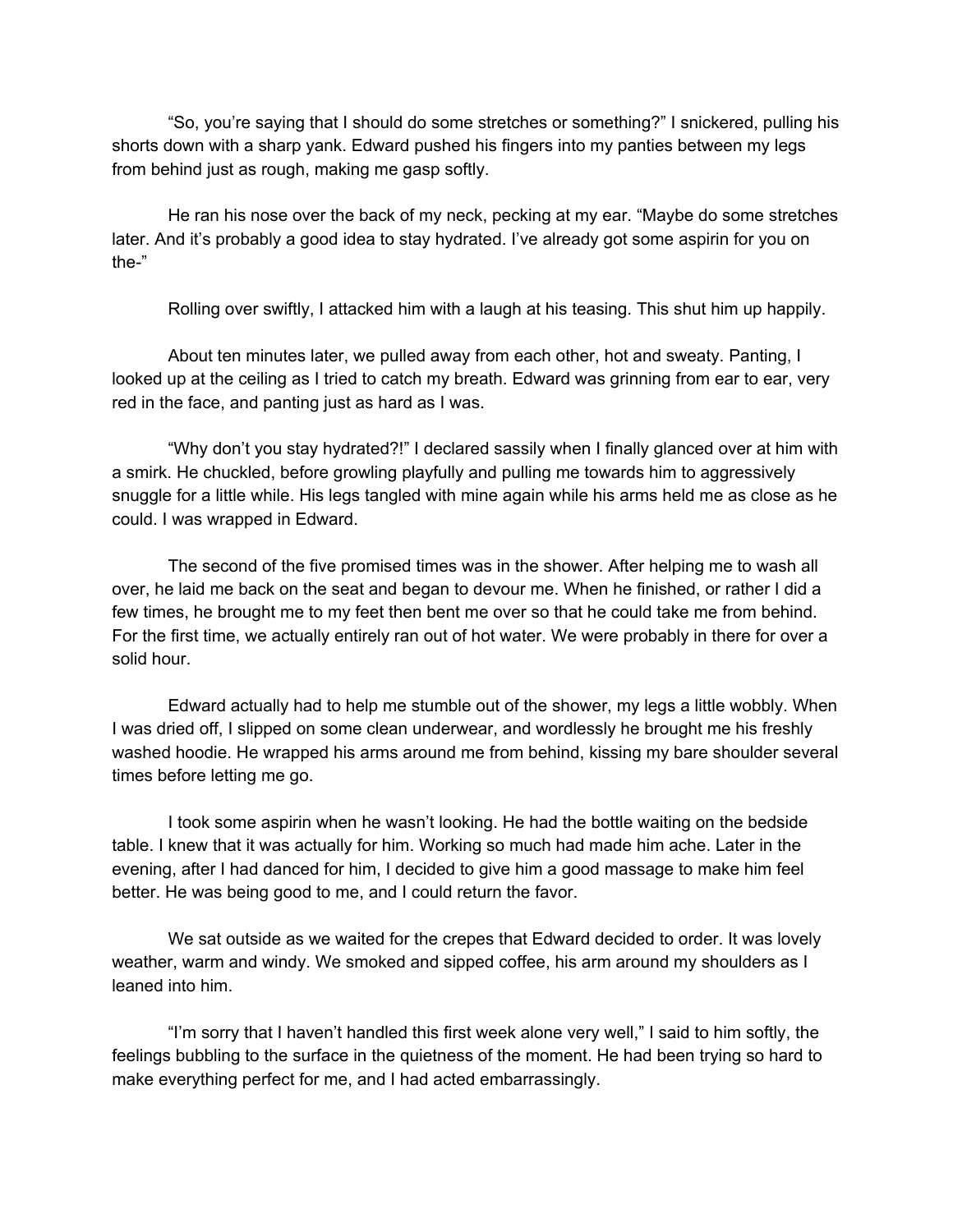"So, you're saying that I should do some stretches or something?" I snickered, pulling his shorts down with a sharp yank. Edward pushed his fingers into my panties between my legs from behind just as rough, making me gasp softly.

He ran his nose over the back of my neck, pecking at my ear. "Maybe do some stretches later. And it's probably a good idea to stay hydrated. I've already got some aspirin for you on the-"

Rolling over swiftly, I attacked him with a laugh at his teasing. This shut him up happily.

About ten minutes later, we pulled away from each other, hot and sweaty. Panting, I looked up at the ceiling as I tried to catch my breath. Edward was grinning from ear to ear, very red in the face, and panting just as hard as I was.

"Why don't you stay hydrated?!" I declared sassily when I finally glanced over at him with a smirk. He chuckled, before growling playfully and pulling me towards him to aggressively snuggle for a little while. His legs tangled with mine again while his arms held me as close as he could. I was wrapped in Edward.

The second of the five promised times was in the shower. After helping me to wash all over, he laid me back on the seat and began to devour me. When he finished, or rather I did a few times, he brought me to my feet then bent me over so that he could take me from behind. For the first time, we actually entirely ran out of hot water. We were probably in there for over a solid hour.

Edward actually had to help me stumble out of the shower, my legs a little wobbly. When I was dried off, I slipped on some clean underwear, and wordlessly he brought me his freshly washed hoodie. He wrapped his arms around me from behind, kissing my bare shoulder several times before letting me go.

I took some aspirin when he wasn't looking. He had the bottle waiting on the bedside table. I knew that it was actually for him. Working so much had made him ache. Later in the evening, after I had danced for him, I decided to give him a good massage to make him feel better. He was being good to me, and I could return the favor.

We sat outside as we waited for the crepes that Edward decided to order. It was lovely weather, warm and windy. We smoked and sipped coffee, his arm around my shoulders as I leaned into him.

"I'm sorry that I haven't handled this first week alone very well," I said to him softly, the feelings bubbling to the surface in the quietness of the moment. He had been trying so hard to make everything perfect for me, and I had acted embarrassingly.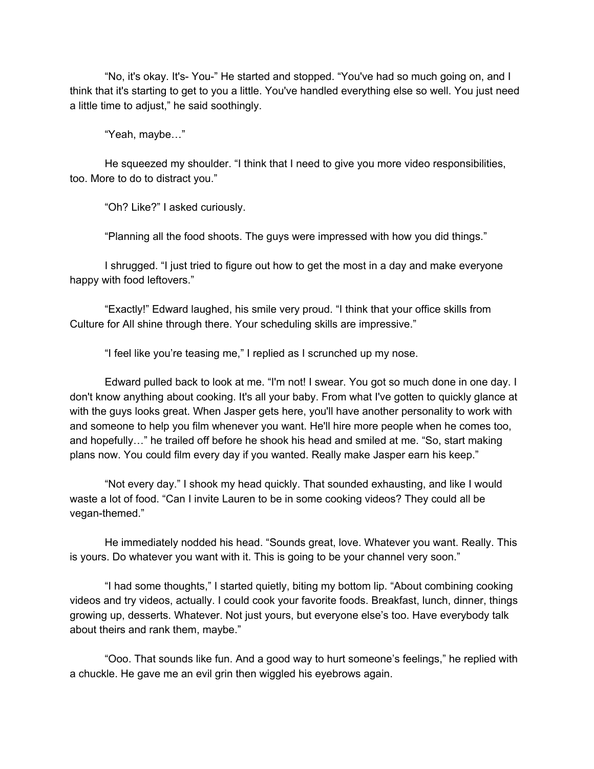"No, it's okay. It's- You-" He started and stopped. "You've had so much going on, and I think that it's starting to get to you a little. You've handled everything else so well. You just need a little time to adjust," he said soothingly.

"Yeah, maybe…"

He squeezed my shoulder. "I think that I need to give you more video responsibilities, too. More to do to distract you."

"Oh? Like?" I asked curiously.

"Planning all the food shoots. The guys were impressed with how you did things."

I shrugged. "I just tried to figure out how to get the most in a day and make everyone happy with food leftovers."

"Exactly!" Edward laughed, his smile very proud. "I think that your office skills from Culture for All shine through there. Your scheduling skills are impressive."

"I feel like you're teasing me," I replied as I scrunched up my nose.

Edward pulled back to look at me. "I'm not! I swear. You got so much done in one day. I don't know anything about cooking. It's all your baby. From what I've gotten to quickly glance at with the guys looks great. When Jasper gets here, you'll have another personality to work with and someone to help you film whenever you want. He'll hire more people when he comes too, and hopefully…" he trailed off before he shook his head and smiled at me. "So, start making plans now. You could film every day if you wanted. Really make Jasper earn his keep."

"Not every day." I shook my head quickly. That sounded exhausting, and like I would waste a lot of food. "Can I invite Lauren to be in some cooking videos? They could all be vegan-themed."

He immediately nodded his head. "Sounds great, love. Whatever you want. Really. This is yours. Do whatever you want with it. This is going to be your channel very soon."

"I had some thoughts," I started quietly, biting my bottom lip. "About combining cooking videos and try videos, actually. I could cook your favorite foods. Breakfast, lunch, dinner, things growing up, desserts. Whatever. Not just yours, but everyone else's too. Have everybody talk about theirs and rank them, maybe."

"Ooo. That sounds like fun. And a good way to hurt someone's feelings," he replied with a chuckle. He gave me an evil grin then wiggled his eyebrows again.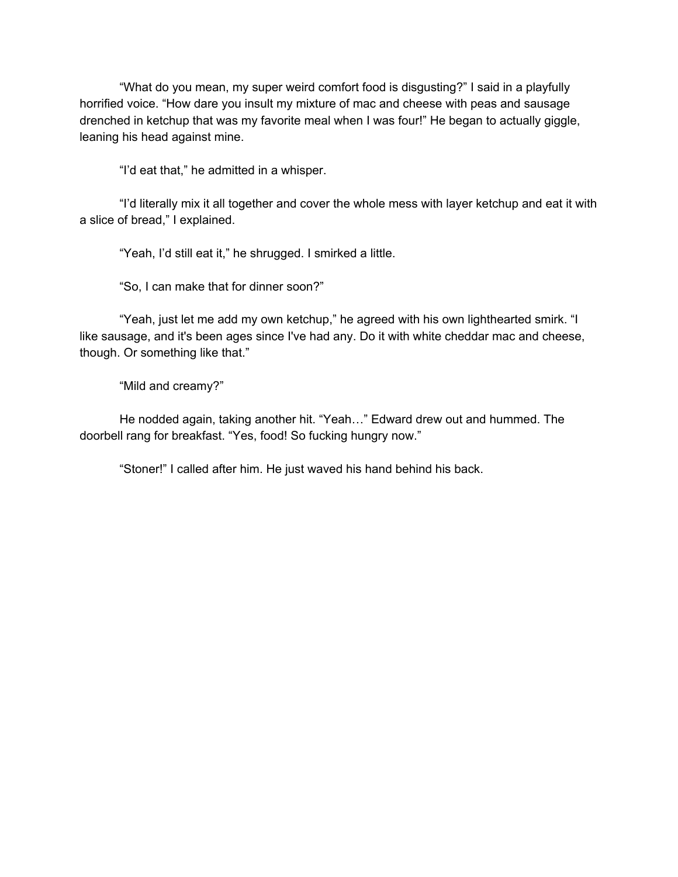"What do you mean, my super weird comfort food is disgusting?" I said in a playfully horrified voice. "How dare you insult my mixture of mac and cheese with peas and sausage drenched in ketchup that was my favorite meal when I was four!" He began to actually giggle, leaning his head against mine.

"I'd eat that," he admitted in a whisper.

"I'd literally mix it all together and cover the whole mess with layer ketchup and eat it with a slice of bread," I explained.

"Yeah, I'd still eat it," he shrugged. I smirked a little.

"So, I can make that for dinner soon?"

"Yeah, just let me add my own ketchup," he agreed with his own lighthearted smirk. "I like sausage, and it's been ages since I've had any. Do it with white cheddar mac and cheese, though. Or something like that."

"Mild and creamy?"

He nodded again, taking another hit. "Yeah…" Edward drew out and hummed. The doorbell rang for breakfast. "Yes, food! So fucking hungry now."

"Stoner!" I called after him. He just waved his hand behind his back.